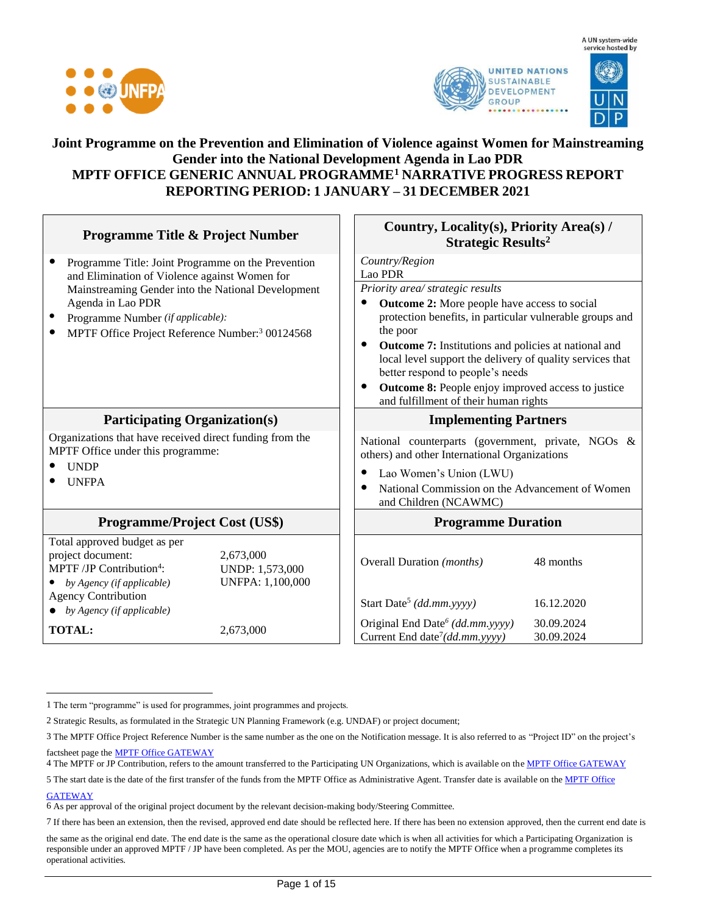A UN system-wide service hosted by

# Joint Programme on the Prevention and Elimination of Violence against Women for Mainstreaming Gender into the National Development Agenda in Lao PDR
# MPTF OFFICE GENERIC ANNUAL PROGRAMME[1] NARRATIVE PROGRESS REPORT
# REPORTING PERIOD: 1 JANUARY – 31 DECEMBER 2021

| Programme Title & Project Number | Country, Locality(s), Priority Area(s) / Strategic Results[2] |
|---|---|
| • Programme Title: Joint Programme on the Prevention and Elimination of Violence against Women for Mainstreaming Gender into the National Development Agenda in Lao PDR<br>• Programme Number *(if applicable):*<br>• MPTF Office Project Reference Number:[3] 00124568 | *Country/Region*<br>Lao PDR<br>*Priority area/ strategic results*<br>• **Outcome 2:** More people have access to social protection benefits, in particular vulnerable groups and the poor<br>• **Outcome 7:** Institutions and policies at national and local level support the delivery of quality services that better respond to people's needs<br>• **Outcome 8:** People enjoy improved access to justice and fulfillment of their human rights |
| **Participating Organization(s)** | **Implementing Partners** |
| Organizations that have received direct funding from the MPTF Office under this programme:<br>• UNDP<br>• UNFPA | National counterparts (government, private, NGOs & others) and other International Organizations<br>• Lao Women's Union (LWU)<br>• National Commission on the Advancement of Women and Children (NCAWMC) |

| Programme/Project Cost (US$) | |
|---|---|
| Total approved budget as per project document: | 2,673,000 |
| MPTF /JP Contribution[4]: | UNDP: 1,573,000 |
| • *by Agency (if applicable)* | UNFPA: 1,100,000 |
| Agency Contribution | |
| • *by Agency (if applicable)* | |
| **TOTAL:** | 2,673,000 |

| Programme Duration | |
|---|---|
| Overall Duration *(months)* | 48 months |
| Start Date[5] *(dd.mm.yyyy)* | 16.12.2020 |
| Original End Date[6] *(dd.mm.yyyy)* | 30.09.2024 |
| Current End date[7] *(dd.mm.yyyy)* | 30.09.2024 |

---

1 The term "programme" is used for programmes, joint programmes and projects.

2 Strategic Results, as formulated in the Strategic UN Planning Framework (e.g. UNDAF) or project document;

3 The MPTF Office Project Reference Number is the same number as the one on the Notification message. It is also referred to as "Project ID" on the project's factsheet page the [MPTF Office GATEWAY](#)

4 The MPTF or JP Contribution, refers to the amount transferred to the Participating UN Organizations, which is available on the [MPTF Office GATEWAY](#)

5 The start date is the date of the first transfer of the funds from the MPTF Office as Administrative Agent. Transfer date is available on the [MPTF Office GATEWAY](#)

6 As per approval of the original project document by the relevant decision-making body/Steering Committee.

7 If there has been an extension, then the revised, approved end date should be reflected here. If there has been no extension approved, then the current end date is the same as the original end date. The end date is the same as the operational closure date which is when all activities for which a Participating Organization is responsible under an approved MPTF / JP have been completed. As per the MOU, agencies are to notify the MPTF Office when a programme completes its operational activities.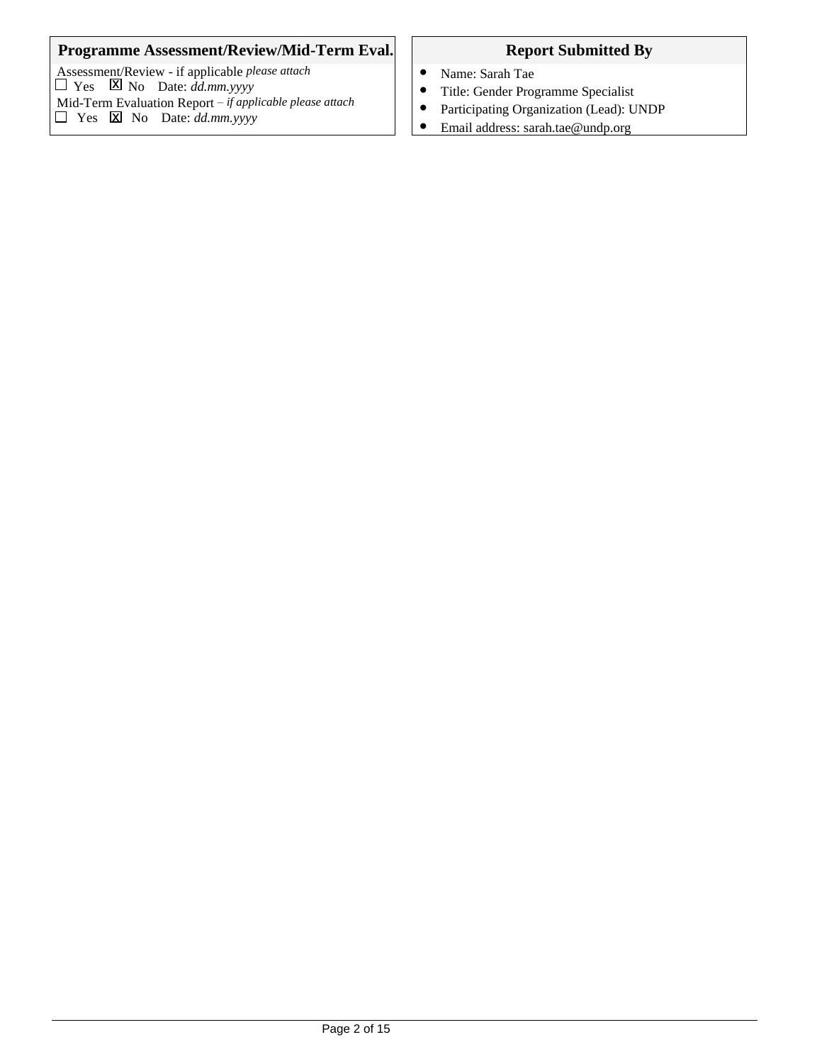### Programme Assessment/Review/Mid-Term Eval.

Assessment/Review - if applicable *please attach*

☐ Yes ☒ No Date: *dd.mm.yyyy*

Mid-Term Evaluation Report – *if applicable please attach*

☐ Yes ☒ No Date: *dd.mm.yyyy*

### Report Submitted By

- Name: Sarah Tae
- Title: Gender Programme Specialist
- Participating Organization (Lead): UNDP
- Email address: sarah.tae@undp.org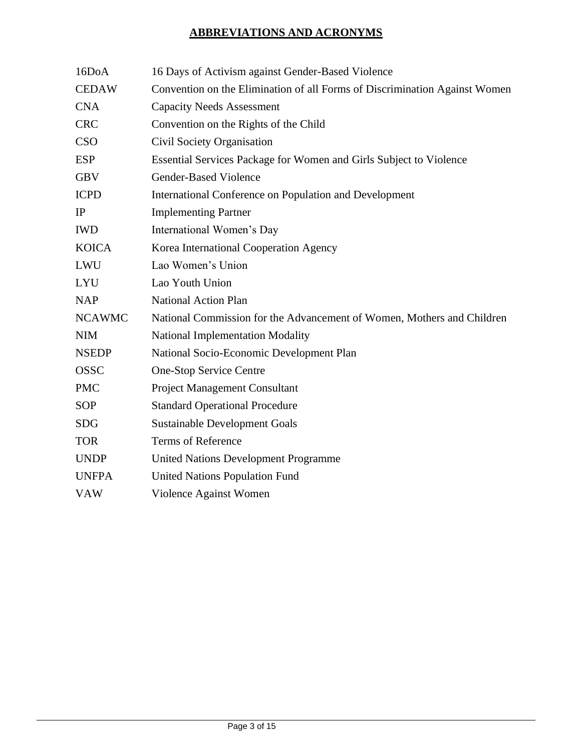## ABBREVIATIONS AND ACRONYMS

| | |
|---|---|
| 16DoA | 16 Days of Activism against Gender-Based Violence |
| CEDAW | Convention on the Elimination of all Forms of Discrimination Against Women |
| CNA | Capacity Needs Assessment |
| CRC | Convention on the Rights of the Child |
| CSO | Civil Society Organisation |
| ESP | Essential Services Package for Women and Girls Subject to Violence |
| GBV | Gender-Based Violence |
| ICPD | International Conference on Population and Development |
| IP | Implementing Partner |
| IWD | International Women's Day |
| KOICA | Korea International Cooperation Agency |
| LWU | Lao Women's Union |
| LYU | Lao Youth Union |
| NAP | National Action Plan |
| NCAWMC | National Commission for the Advancement of Women, Mothers and Children |
| NIM | National Implementation Modality |
| NSEDP | National Socio-Economic Development Plan |
| OSSC | One-Stop Service Centre |
| PMC | Project Management Consultant |
| SOP | Standard Operational Procedure |
| SDG | Sustainable Development Goals |
| TOR | Terms of Reference |
| UNDP | United Nations Development Programme |
| UNFPA | United Nations Population Fund |
| VAW | Violence Against Women |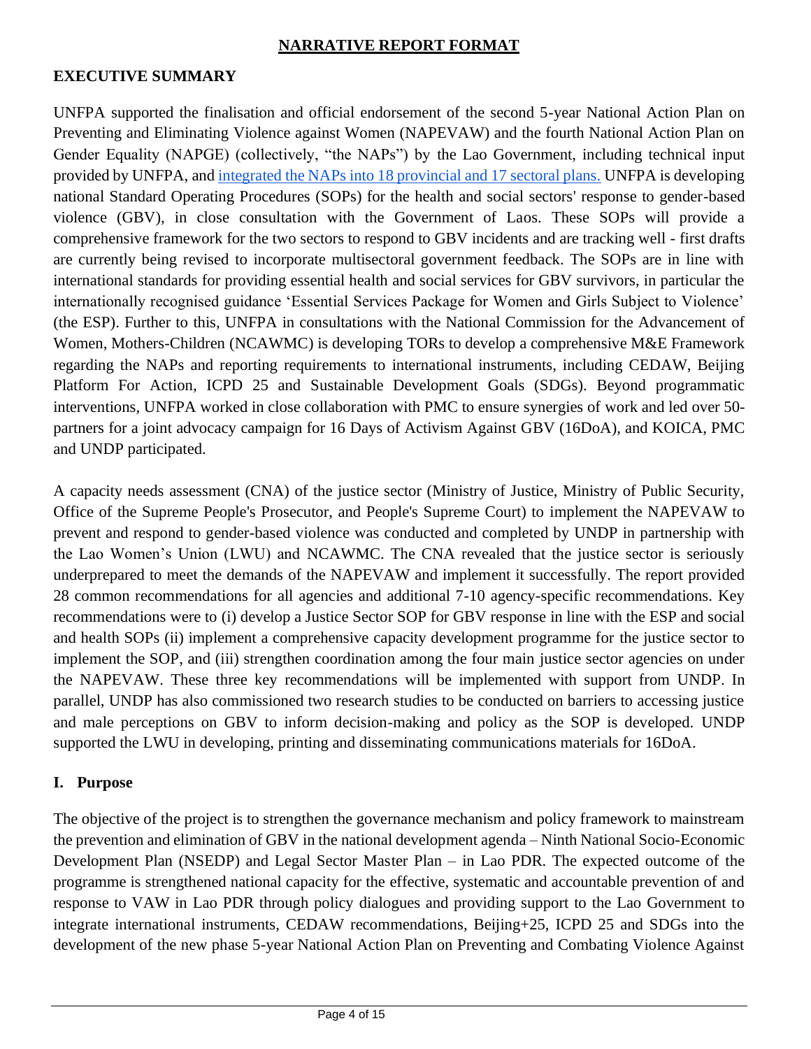## NARRATIVE REPORT FORMAT

### EXECUTIVE SUMMARY

UNFPA supported the finalisation and official endorsement of the second 5-year National Action Plan on Preventing and Eliminating Violence against Women (NAPEVAW) and the fourth National Action Plan on Gender Equality (NAPGE) (collectively, "the NAPs") by the Lao Government, including technical input provided by UNFPA, and integrated the NAPs into 18 provincial and 17 sectoral plans. UNFPA is developing national Standard Operating Procedures (SOPs) for the health and social sectors' response to gender-based violence (GBV), in close consultation with the Government of Laos. These SOPs will provide a comprehensive framework for the two sectors to respond to GBV incidents and are tracking well - first drafts are currently being revised to incorporate multisectoral government feedback. The SOPs are in line with international standards for providing essential health and social services for GBV survivors, in particular the internationally recognised guidance 'Essential Services Package for Women and Girls Subject to Violence' (the ESP). Further to this, UNFPA in consultations with the National Commission for the Advancement of Women, Mothers-Children (NCAWMC) is developing TORs to develop a comprehensive M&E Framework regarding the NAPs and reporting requirements to international instruments, including CEDAW, Beijing Platform For Action, ICPD 25 and Sustainable Development Goals (SDGs). Beyond programmatic interventions, UNFPA worked in close collaboration with PMC to ensure synergies of work and led over 50-partners for a joint advocacy campaign for 16 Days of Activism Against GBV (16DoA), and KOICA, PMC and UNDP participated.

A capacity needs assessment (CNA) of the justice sector (Ministry of Justice, Ministry of Public Security, Office of the Supreme People's Prosecutor, and People's Supreme Court) to implement the NAPEVAW to prevent and respond to gender-based violence was conducted and completed by UNDP in partnership with the Lao Women's Union (LWU) and NCAWMC. The CNA revealed that the justice sector is seriously underprepared to meet the demands of the NAPEVAW and implement it successfully. The report provided 28 common recommendations for all agencies and additional 7-10 agency-specific recommendations. Key recommendations were to (i) develop a Justice Sector SOP for GBV response in line with the ESP and social and health SOPs (ii) implement a comprehensive capacity development programme for the justice sector to implement the SOP, and (iii) strengthen coordination among the four main justice sector agencies on under the NAPEVAW. These three key recommendations will be implemented with support from UNDP. In parallel, UNDP has also commissioned two research studies to be conducted on barriers to accessing justice and male perceptions on GBV to inform decision-making and policy as the SOP is developed. UNDP supported the LWU in developing, printing and disseminating communications materials for 16DoA.

### I. Purpose

The objective of the project is to strengthen the governance mechanism and policy framework to mainstream the prevention and elimination of GBV in the national development agenda – Ninth National Socio-Economic Development Plan (NSEDP) and Legal Sector Master Plan – in Lao PDR. The expected outcome of the programme is strengthened national capacity for the effective, systematic and accountable prevention of and response to VAW in Lao PDR through policy dialogues and providing support to the Lao Government to integrate international instruments, CEDAW recommendations, Beijing+25, ICPD 25 and SDGs into the development of the new phase 5-year National Action Plan on Preventing and Combating Violence Against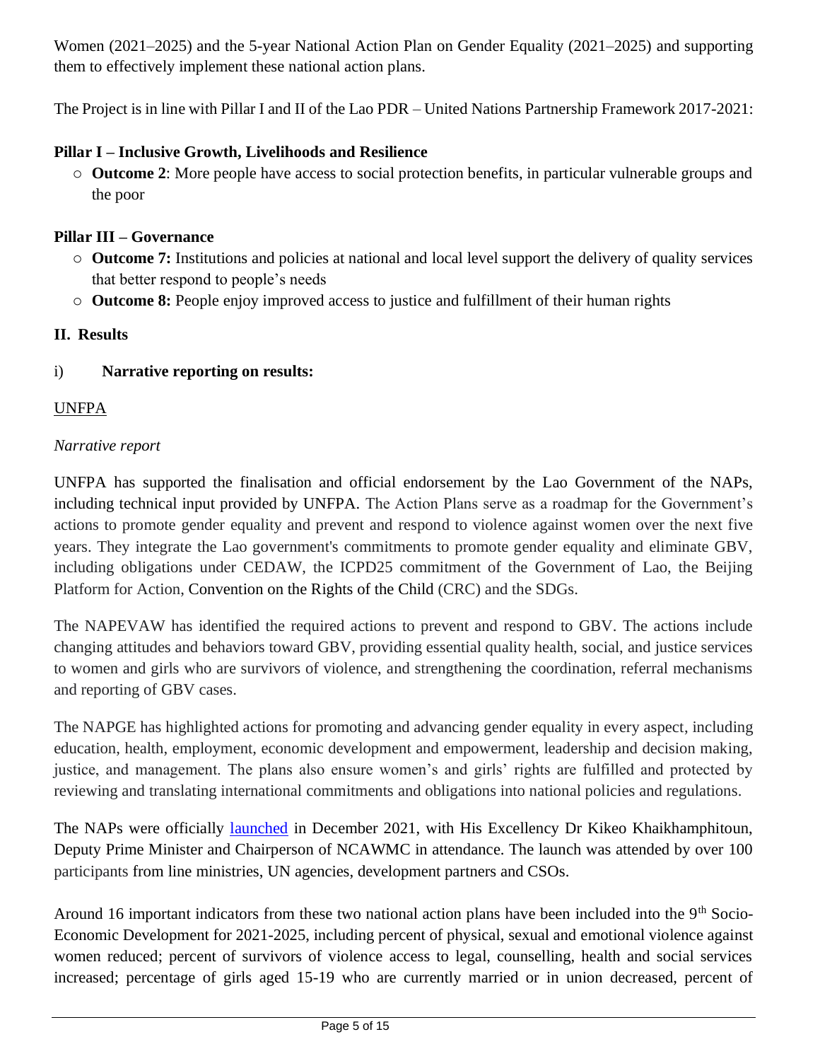Women (2021–2025) and the 5-year National Action Plan on Gender Equality (2021–2025) and supporting them to effectively implement these national action plans.

The Project is in line with Pillar I and II of the Lao PDR – United Nations Partnership Framework 2017-2021:

**Pillar I – Inclusive Growth, Livelihoods and Resilience**

- **Outcome 2**: More people have access to social protection benefits, in particular vulnerable groups and the poor

**Pillar III – Governance**

- **Outcome 7:** Institutions and policies at national and local level support the delivery of quality services that better respond to people's needs
- **Outcome 8:** People enjoy improved access to justice and fulfillment of their human rights

## II. Results

### i) Narrative reporting on results:

UNFPA

*Narrative report*

UNFPA has supported the finalisation and official endorsement by the Lao Government of the NAPs, including technical input provided by UNFPA. The Action Plans serve as a roadmap for the Government's actions to promote gender equality and prevent and respond to violence against women over the next five years. They integrate the Lao government's commitments to promote gender equality and eliminate GBV, including obligations under CEDAW, the ICPD25 commitment of the Government of Lao, the Beijing Platform for Action, Convention on the Rights of the Child (CRC) and the SDGs.

The NAPEVAW has identified the required actions to prevent and respond to GBV. The actions include changing attitudes and behaviors toward GBV, providing essential quality health, social, and justice services to women and girls who are survivors of violence, and strengthening the coordination, referral mechanisms and reporting of GBV cases.

The NAPGE has highlighted actions for promoting and advancing gender equality in every aspect, including education, health, employment, economic development and empowerment, leadership and decision making, justice, and management. The plans also ensure women's and girls' rights are fulfilled and protected by reviewing and translating international commitments and obligations into national policies and regulations.

The NAPs were officially launched in December 2021, with His Excellency Dr Kikeo Khaikhamphitoun, Deputy Prime Minister and Chairperson of NCAWMC in attendance. The launch was attended by over 100 participants from line ministries, UN agencies, development partners and CSOs.

Around 16 important indicators from these two national action plans have been included into the 9th Socio-Economic Development for 2021-2025, including percent of physical, sexual and emotional violence against women reduced; percent of survivors of violence access to legal, counselling, health and social services increased; percentage of girls aged 15-19 who are currently married or in union decreased, percent of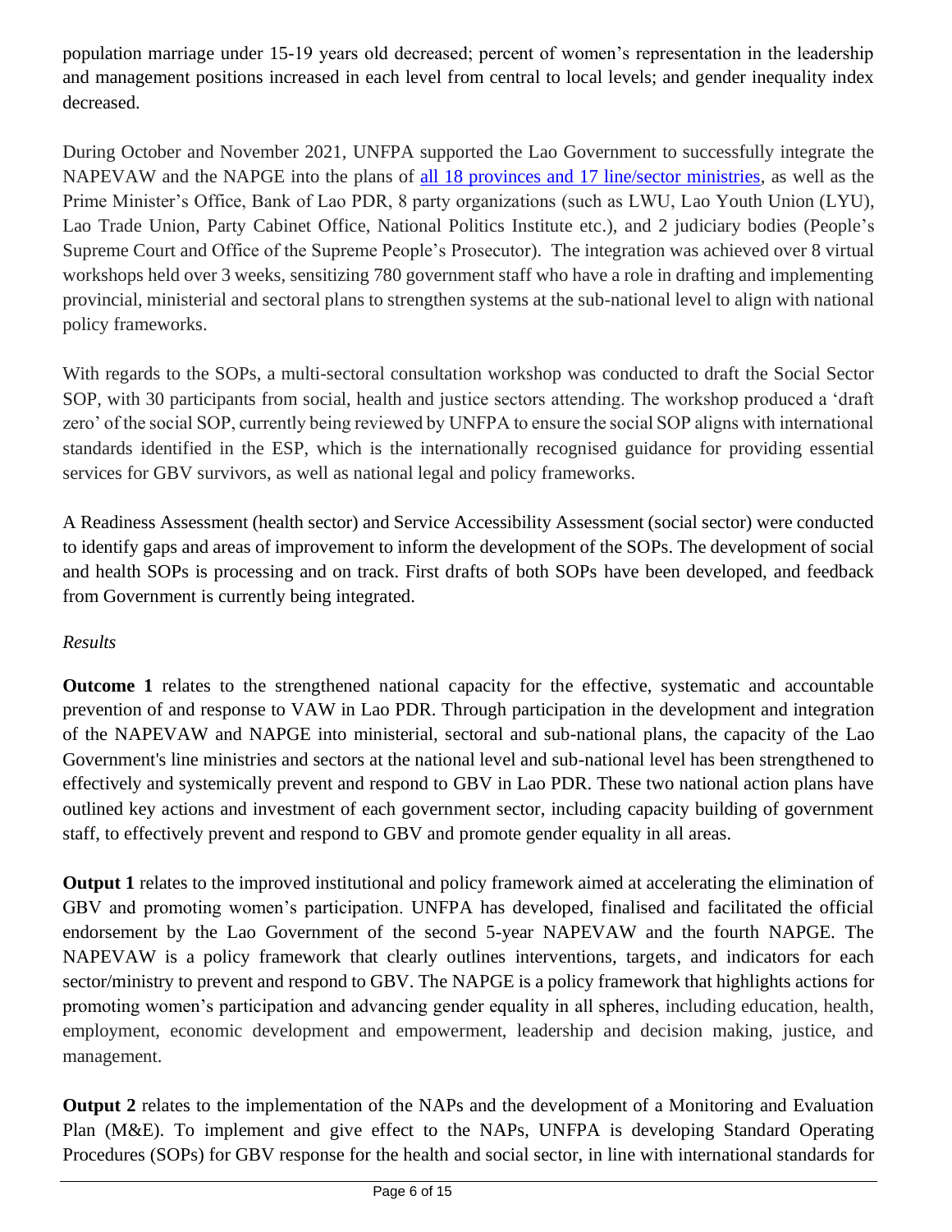population marriage under 15-19 years old decreased; percent of women's representation in the leadership and management positions increased in each level from central to local levels; and gender inequality index decreased.

During October and November 2021, UNFPA supported the Lao Government to successfully integrate the NAPEVAW and the NAPGE into the plans of all 18 provinces and 17 line/sector ministries, as well as the Prime Minister's Office, Bank of Lao PDR, 8 party organizations (such as LWU, Lao Youth Union (LYU), Lao Trade Union, Party Cabinet Office, National Politics Institute etc.), and 2 judiciary bodies (People's Supreme Court and Office of the Supreme People's Prosecutor). The integration was achieved over 8 virtual workshops held over 3 weeks, sensitizing 780 government staff who have a role in drafting and implementing provincial, ministerial and sectoral plans to strengthen systems at the sub-national level to align with national policy frameworks.

With regards to the SOPs, a multi-sectoral consultation workshop was conducted to draft the Social Sector SOP, with 30 participants from social, health and justice sectors attending. The workshop produced a 'draft zero' of the social SOP, currently being reviewed by UNFPA to ensure the social SOP aligns with international standards identified in the ESP, which is the internationally recognised guidance for providing essential services for GBV survivors, as well as national legal and policy frameworks.

A Readiness Assessment (health sector) and Service Accessibility Assessment (social sector) were conducted to identify gaps and areas of improvement to inform the development of the SOPs. The development of social and health SOPs is processing and on track. First drafts of both SOPs have been developed, and feedback from Government is currently being integrated.

*Results*

**Outcome 1** relates to the strengthened national capacity for the effective, systematic and accountable prevention of and response to VAW in Lao PDR. Through participation in the development and integration of the NAPEVAW and NAPGE into ministerial, sectoral and sub-national plans, the capacity of the Lao Government's line ministries and sectors at the national level and sub-national level has been strengthened to effectively and systemically prevent and respond to GBV in Lao PDR. These two national action plans have outlined key actions and investment of each government sector, including capacity building of government staff, to effectively prevent and respond to GBV and promote gender equality in all areas.

**Output 1** relates to the improved institutional and policy framework aimed at accelerating the elimination of GBV and promoting women's participation. UNFPA has developed, finalised and facilitated the official endorsement by the Lao Government of the second 5-year NAPEVAW and the fourth NAPGE. The NAPEVAW is a policy framework that clearly outlines interventions, targets, and indicators for each sector/ministry to prevent and respond to GBV. The NAPGE is a policy framework that highlights actions for promoting women's participation and advancing gender equality in all spheres, including education, health, employment, economic development and empowerment, leadership and decision making, justice, and management.

**Output 2** relates to the implementation of the NAPs and the development of a Monitoring and Evaluation Plan (M&E). To implement and give effect to the NAPs, UNFPA is developing Standard Operating Procedures (SOPs) for GBV response for the health and social sector, in line with international standards for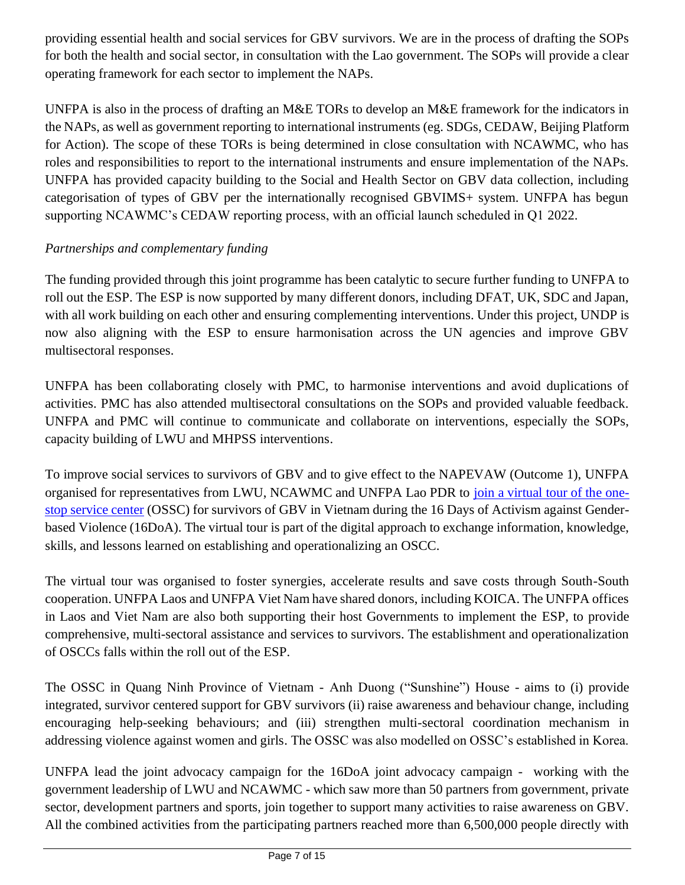providing essential health and social services for GBV survivors. We are in the process of drafting the SOPs for both the health and social sector, in consultation with the Lao government. The SOPs will provide a clear operating framework for each sector to implement the NAPs.

UNFPA is also in the process of drafting an M&E TORs to develop an M&E framework for the indicators in the NAPs, as well as government reporting to international instruments (eg. SDGs, CEDAW, Beijing Platform for Action). The scope of these TORs is being determined in close consultation with NCAWMC, who has roles and responsibilities to report to the international instruments and ensure implementation of the NAPs. UNFPA has provided capacity building to the Social and Health Sector on GBV data collection, including categorisation of types of GBV per the internationally recognised GBVIMS+ system. UNFPA has begun supporting NCAWMC's CEDAW reporting process, with an official launch scheduled in Q1 2022.

*Partnerships and complementary funding*

The funding provided through this joint programme has been catalytic to secure further funding to UNFPA to roll out the ESP. The ESP is now supported by many different donors, including DFAT, UK, SDC and Japan, with all work building on each other and ensuring complementing interventions. Under this project, UNDP is now also aligning with the ESP to ensure harmonisation across the UN agencies and improve GBV multisectoral responses.

UNFPA has been collaborating closely with PMC, to harmonise interventions and avoid duplications of activities. PMC has also attended multisectoral consultations on the SOPs and provided valuable feedback. UNFPA and PMC will continue to communicate and collaborate on interventions, especially the SOPs, capacity building of LWU and MHPSS interventions.

To improve social services to survivors of GBV and to give effect to the NAPEVAW (Outcome 1), UNFPA organised for representatives from LWU, NCAWMC and UNFPA Lao PDR to join a virtual tour of the one-stop service center (OSSC) for survivors of GBV in Vietnam during the 16 Days of Activism against Gender-based Violence (16DoA). The virtual tour is part of the digital approach to exchange information, knowledge, skills, and lessons learned on establishing and operationalizing an OSCC.

The virtual tour was organised to foster synergies, accelerate results and save costs through South-South cooperation. UNFPA Laos and UNFPA Viet Nam have shared donors, including KOICA. The UNFPA offices in Laos and Viet Nam are also both supporting their host Governments to implement the ESP, to provide comprehensive, multi-sectoral assistance and services to survivors. The establishment and operationalization of OSCCs falls within the roll out of the ESP.

The OSSC in Quang Ninh Province of Vietnam - Anh Duong ("Sunshine") House - aims to (i) provide integrated, survivor centered support for GBV survivors (ii) raise awareness and behaviour change, including encouraging help-seeking behaviours; and (iii) strengthen multi-sectoral coordination mechanism in addressing violence against women and girls. The OSSC was also modelled on OSSC's established in Korea.

UNFPA lead the joint advocacy campaign for the 16DoA joint advocacy campaign - working with the government leadership of LWU and NCAWMC - which saw more than 50 partners from government, private sector, development partners and sports, join together to support many activities to raise awareness on GBV. All the combined activities from the participating partners reached more than 6,500,000 people directly with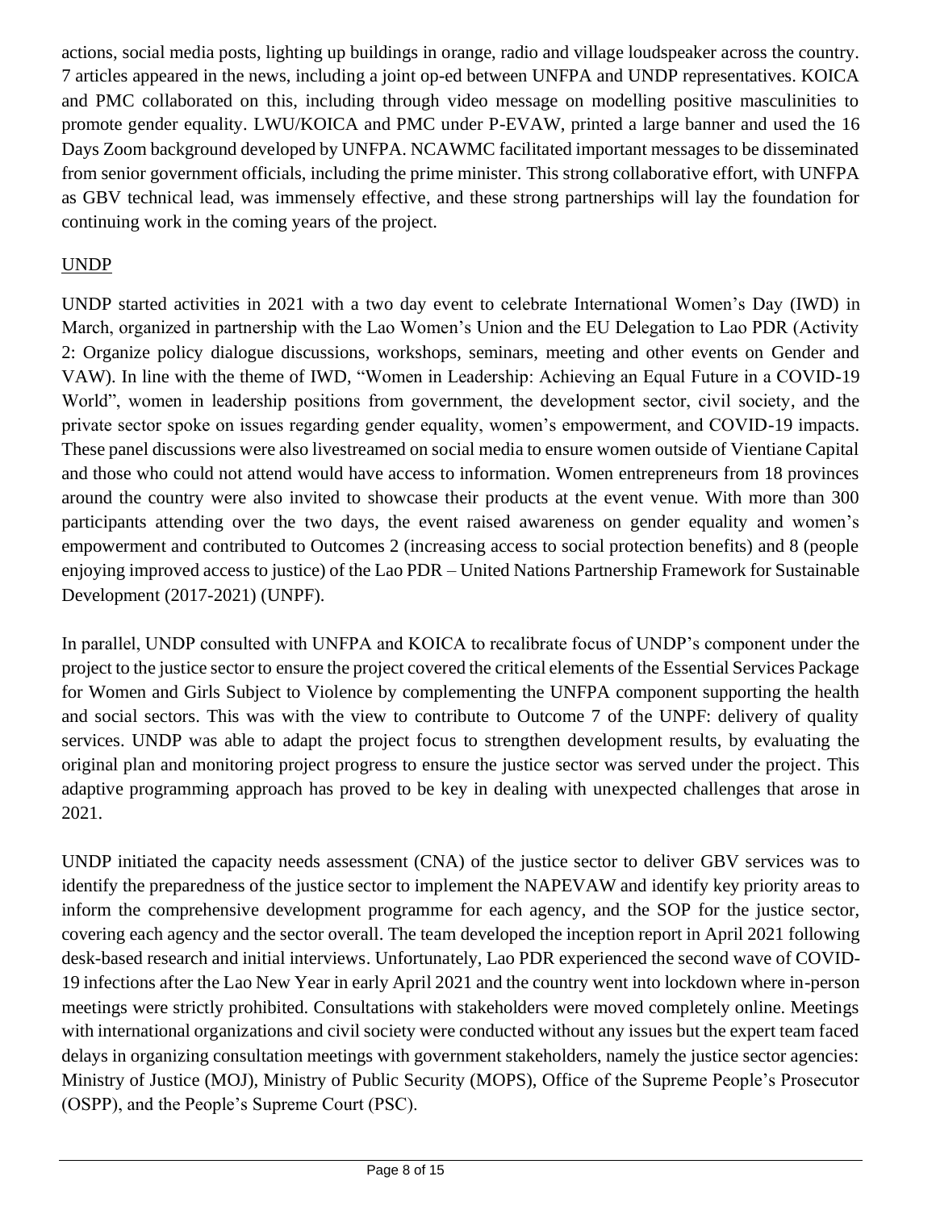actions, social media posts, lighting up buildings in orange, radio and village loudspeaker across the country. 7 articles appeared in the news, including a joint op-ed between UNFPA and UNDP representatives. KOICA and PMC collaborated on this, including through video message on modelling positive masculinities to promote gender equality. LWU/KOICA and PMC under P-EVAW, printed a large banner and used the 16 Days Zoom background developed by UNFPA. NCAWMC facilitated important messages to be disseminated from senior government officials, including the prime minister. This strong collaborative effort, with UNFPA as GBV technical lead, was immensely effective, and these strong partnerships will lay the foundation for continuing work in the coming years of the project.

UNDP

UNDP started activities in 2021 with a two day event to celebrate International Women's Day (IWD) in March, organized in partnership with the Lao Women's Union and the EU Delegation to Lao PDR (Activity 2: Organize policy dialogue discussions, workshops, seminars, meeting and other events on Gender and VAW). In line with the theme of IWD, "Women in Leadership: Achieving an Equal Future in a COVID-19 World", women in leadership positions from government, the development sector, civil society, and the private sector spoke on issues regarding gender equality, women's empowerment, and COVID-19 impacts. These panel discussions were also livestreamed on social media to ensure women outside of Vientiane Capital and those who could not attend would have access to information. Women entrepreneurs from 18 provinces around the country were also invited to showcase their products at the event venue. With more than 300 participants attending over the two days, the event raised awareness on gender equality and women's empowerment and contributed to Outcomes 2 (increasing access to social protection benefits) and 8 (people enjoying improved access to justice) of the Lao PDR – United Nations Partnership Framework for Sustainable Development (2017-2021) (UNPF).

In parallel, UNDP consulted with UNFPA and KOICA to recalibrate focus of UNDP's component under the project to the justice sector to ensure the project covered the critical elements of the Essential Services Package for Women and Girls Subject to Violence by complementing the UNFPA component supporting the health and social sectors. This was with the view to contribute to Outcome 7 of the UNPF: delivery of quality services. UNDP was able to adapt the project focus to strengthen development results, by evaluating the original plan and monitoring project progress to ensure the justice sector was served under the project. This adaptive programming approach has proved to be key in dealing with unexpected challenges that arose in 2021.

UNDP initiated the capacity needs assessment (CNA) of the justice sector to deliver GBV services was to identify the preparedness of the justice sector to implement the NAPEVAW and identify key priority areas to inform the comprehensive development programme for each agency, and the SOP for the justice sector, covering each agency and the sector overall. The team developed the inception report in April 2021 following desk-based research and initial interviews. Unfortunately, Lao PDR experienced the second wave of COVID-19 infections after the Lao New Year in early April 2021 and the country went into lockdown where in-person meetings were strictly prohibited. Consultations with stakeholders were moved completely online. Meetings with international organizations and civil society were conducted without any issues but the expert team faced delays in organizing consultation meetings with government stakeholders, namely the justice sector agencies: Ministry of Justice (MOJ), Ministry of Public Security (MOPS), Office of the Supreme People's Prosecutor (OSPP), and the People's Supreme Court (PSC).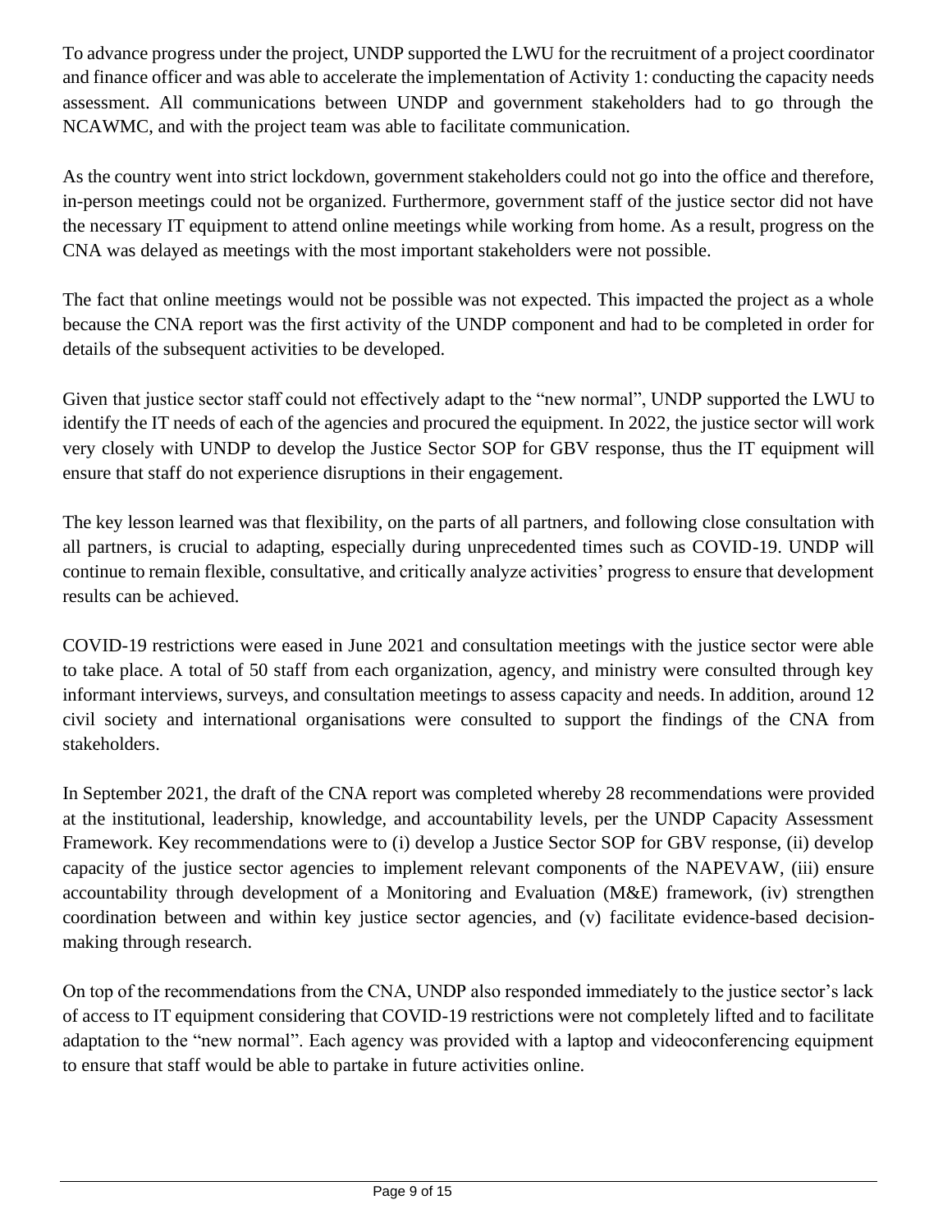To advance progress under the project, UNDP supported the LWU for the recruitment of a project coordinator and finance officer and was able to accelerate the implementation of Activity 1: conducting the capacity needs assessment. All communications between UNDP and government stakeholders had to go through the NCAWMC, and with the project team was able to facilitate communication.

As the country went into strict lockdown, government stakeholders could not go into the office and therefore, in-person meetings could not be organized. Furthermore, government staff of the justice sector did not have the necessary IT equipment to attend online meetings while working from home. As a result, progress on the CNA was delayed as meetings with the most important stakeholders were not possible.

The fact that online meetings would not be possible was not expected. This impacted the project as a whole because the CNA report was the first activity of the UNDP component and had to be completed in order for details of the subsequent activities to be developed.

Given that justice sector staff could not effectively adapt to the "new normal", UNDP supported the LWU to identify the IT needs of each of the agencies and procured the equipment. In 2022, the justice sector will work very closely with UNDP to develop the Justice Sector SOP for GBV response, thus the IT equipment will ensure that staff do not experience disruptions in their engagement.

The key lesson learned was that flexibility, on the parts of all partners, and following close consultation with all partners, is crucial to adapting, especially during unprecedented times such as COVID-19. UNDP will continue to remain flexible, consultative, and critically analyze activities' progress to ensure that development results can be achieved.

COVID-19 restrictions were eased in June 2021 and consultation meetings with the justice sector were able to take place. A total of 50 staff from each organization, agency, and ministry were consulted through key informant interviews, surveys, and consultation meetings to assess capacity and needs. In addition, around 12 civil society and international organisations were consulted to support the findings of the CNA from stakeholders.

In September 2021, the draft of the CNA report was completed whereby 28 recommendations were provided at the institutional, leadership, knowledge, and accountability levels, per the UNDP Capacity Assessment Framework. Key recommendations were to (i) develop a Justice Sector SOP for GBV response, (ii) develop capacity of the justice sector agencies to implement relevant components of the NAPEVAW, (iii) ensure accountability through development of a Monitoring and Evaluation (M&E) framework, (iv) strengthen coordination between and within key justice sector agencies, and (v) facilitate evidence-based decision-making through research.

On top of the recommendations from the CNA, UNDP also responded immediately to the justice sector's lack of access to IT equipment considering that COVID-19 restrictions were not completely lifted and to facilitate adaptation to the "new normal". Each agency was provided with a laptop and videoconferencing equipment to ensure that staff would be able to partake in future activities online.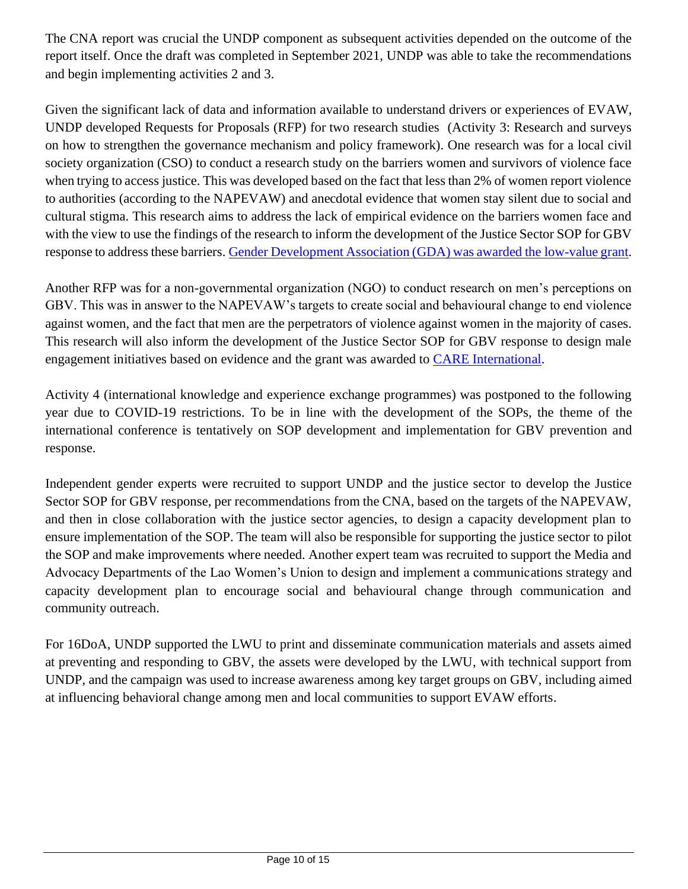The CNA report was crucial the UNDP component as subsequent activities depended on the outcome of the report itself. Once the draft was completed in September 2021, UNDP was able to take the recommendations and begin implementing activities 2 and 3.

Given the significant lack of data and information available to understand drivers or experiences of EVAW, UNDP developed Requests for Proposals (RFP) for two research studies (Activity 3: Research and surveys on how to strengthen the governance mechanism and policy framework). One research was for a local civil society organization (CSO) to conduct a research study on the barriers women and survivors of violence face when trying to access justice. This was developed based on the fact that less than 2% of women report violence to authorities (according to the NAPEVAW) and anecdotal evidence that women stay silent due to social and cultural stigma. This research aims to address the lack of empirical evidence on the barriers women face and with the view to use the findings of the research to inform the development of the Justice Sector SOP for GBV response to address these barriers. Gender Development Association (GDA) was awarded the low-value grant.

Another RFP was for a non-governmental organization (NGO) to conduct research on men's perceptions on GBV. This was in answer to the NAPEVAW's targets to create social and behavioural change to end violence against women, and the fact that men are the perpetrators of violence against women in the majority of cases. This research will also inform the development of the Justice Sector SOP for GBV response to design male engagement initiatives based on evidence and the grant was awarded to CARE International.

Activity 4 (international knowledge and experience exchange programmes) was postponed to the following year due to COVID-19 restrictions. To be in line with the development of the SOPs, the theme of the international conference is tentatively on SOP development and implementation for GBV prevention and response.

Independent gender experts were recruited to support UNDP and the justice sector to develop the Justice Sector SOP for GBV response, per recommendations from the CNA, based on the targets of the NAPEVAW, and then in close collaboration with the justice sector agencies, to design a capacity development plan to ensure implementation of the SOP. The team will also be responsible for supporting the justice sector to pilot the SOP and make improvements where needed. Another expert team was recruited to support the Media and Advocacy Departments of the Lao Women's Union to design and implement a communications strategy and capacity development plan to encourage social and behavioural change through communication and community outreach.

For 16DoA, UNDP supported the LWU to print and disseminate communication materials and assets aimed at preventing and responding to GBV, the assets were developed by the LWU, with technical support from UNDP, and the campaign was used to increase awareness among key target groups on GBV, including aimed at influencing behavioral change among men and local communities to support EVAW efforts.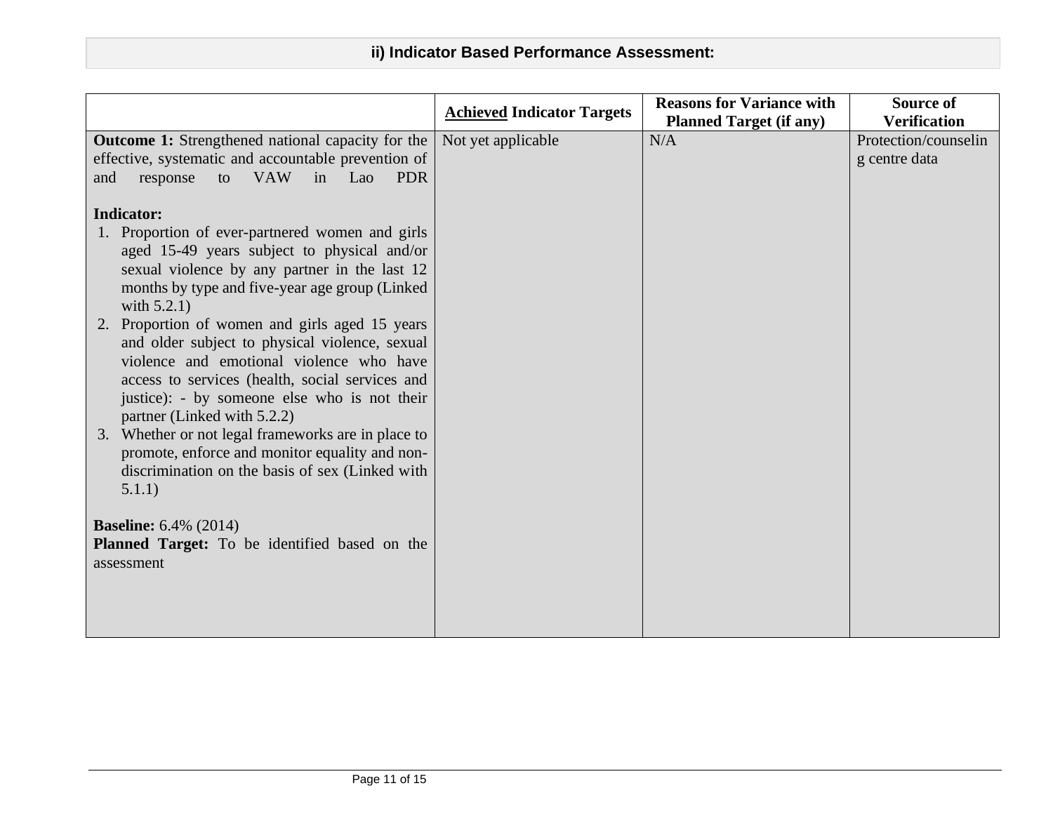## ii) Indicator Based Performance Assessment:

| | **<u>Achieved</u> Indicator Targets** | **Reasons for Variance with Planned Target (if any)** | **Source of Verification** |
|---|---|---|---|
| **Outcome 1:** Strengthened national capacity for the effective, systematic and accountable prevention of and response to VAW in Lao PDR<br><br>**Indicator:**<br>1. Proportion of ever-partnered women and girls aged 15-49 years subject to physical and/or sexual violence by any partner in the last 12 months by type and five-year age group (Linked with 5.2.1)<br>2. Proportion of women and girls aged 15 years and older subject to physical violence, sexual violence and emotional violence who have access to services (health, social services and justice): - by someone else who is not their partner (Linked with 5.2.2)<br>3. Whether or not legal frameworks are in place to promote, enforce and monitor equality and non-discrimination on the basis of sex (Linked with 5.1.1)<br><br>**Baseline:** 6.4% (2014)<br>**Planned Target:** To be identified based on the assessment | Not yet applicable | N/A | Protection/counseling centre data |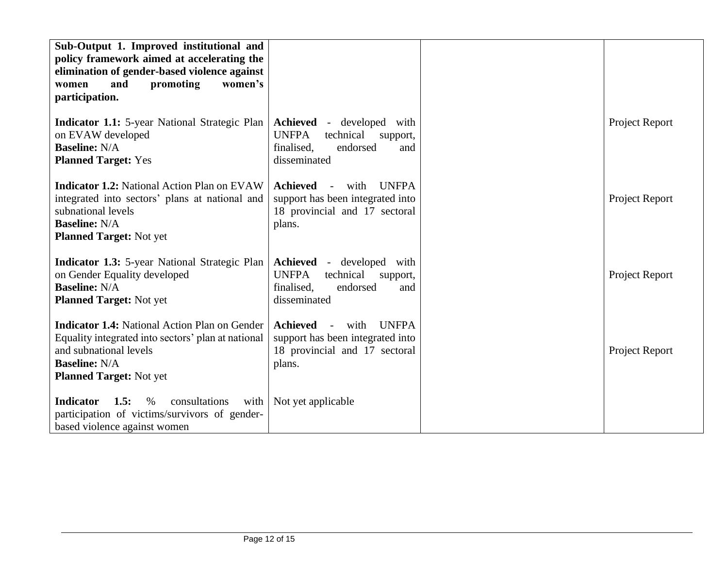| | | | |
|---|---|---|---|
| **Sub-Output 1. Improved institutional and policy framework aimed at accelerating the elimination of gender-based violence against women and promoting women's participation.** | | | |
| **Indicator 1.1:** 5-year National Strategic Plan on EVAW developed<br>**Baseline:** N/A<br>**Planned Target:** Yes | **Achieved** - developed with UNFPA technical support, finalised, endorsed and disseminated | | Project Report |
| **Indicator 1.2:** National Action Plan on EVAW integrated into sectors' plans at national and subnational levels<br>**Baseline:** N/A<br>**Planned Target:** Not yet | **Achieved** - with UNFPA support has been integrated into 18 provincial and 17 sectoral plans. | | Project Report |
| **Indicator 1.3:** 5-year National Strategic Plan on Gender Equality developed<br>**Baseline:** N/A<br>**Planned Target:** Not yet | **Achieved** - developed with UNFPA technical support, finalised, endorsed and disseminated | | Project Report |
| **Indicator 1.4:** National Action Plan on Gender Equality integrated into sectors' plan at national and subnational levels<br>**Baseline:** N/A<br>**Planned Target:** Not yet | **Achieved** - with UNFPA support has been integrated into 18 provincial and 17 sectoral plans. | | Project Report |
| **Indicator 1.5:** % consultations with participation of victims/survivors of gender-based violence against women | Not yet applicable | | |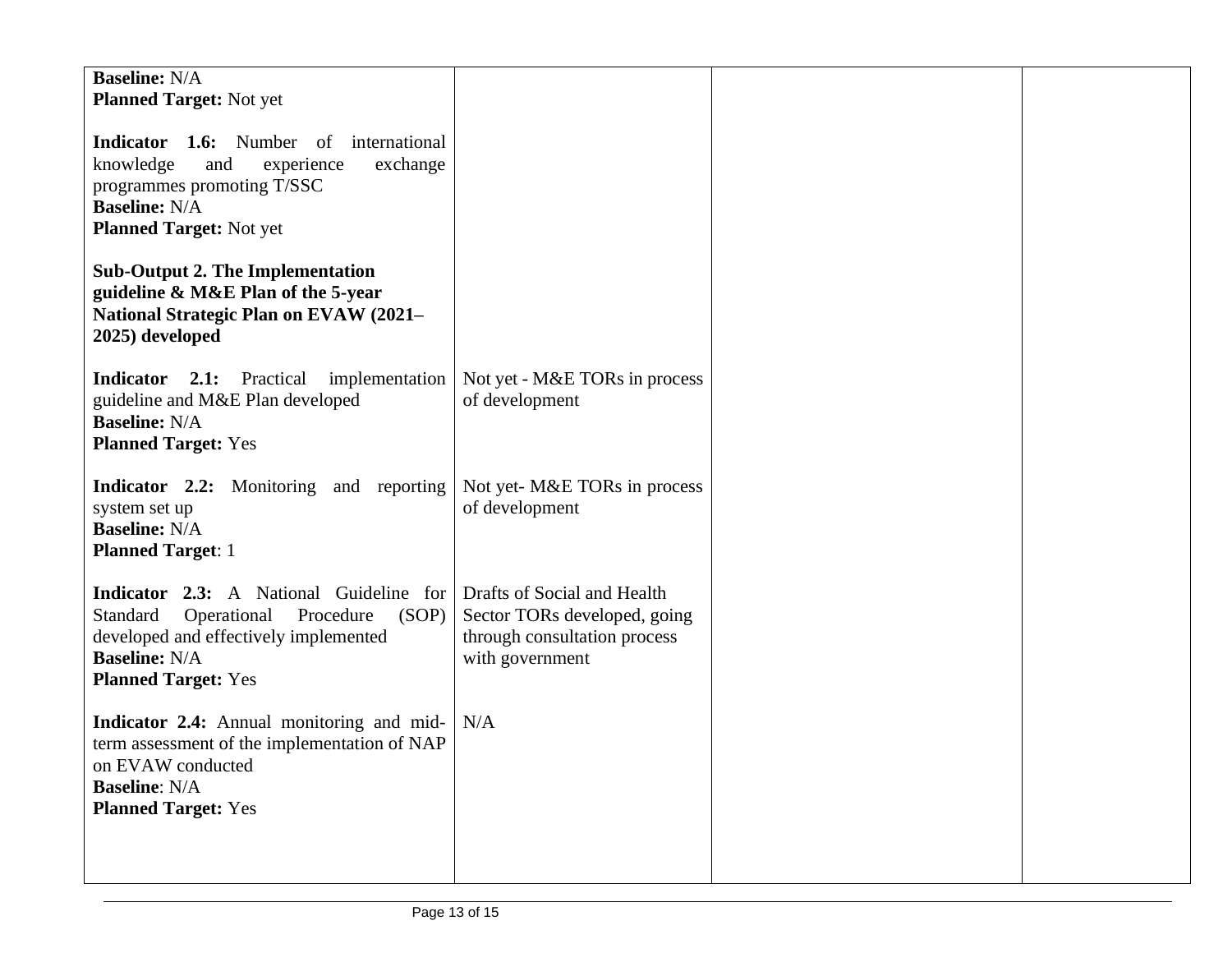| | | | |
|---|---|---|---|
| **Baseline:** N/A<br>**Planned Target:** Not yet<br><br>**Indicator 1.6:** Number of international knowledge and experience exchange programmes promoting T/SSC<br>**Baseline:** N/A<br>**Planned Target:** Not yet<br><br>**Sub-Output 2. The Implementation guideline & M&E Plan of the 5-year National Strategic Plan on EVAW (2021–2025) developed** | | | |
| **Indicator 2.1:** Practical implementation guideline and M&E Plan developed<br>**Baseline:** N/A<br>**Planned Target:** Yes | Not yet - M&E TORs in process of development | | |
| **Indicator 2.2:** Monitoring and reporting system set up<br>**Baseline:** N/A<br>**Planned Target**: 1 | Not yet- M&E TORs in process of development | | |
| **Indicator 2.3:** A National Guideline for Standard Operational Procedure (SOP) developed and effectively implemented<br>**Baseline:** N/A<br>**Planned Target:** Yes | Drafts of Social and Health Sector TORs developed, going through consultation process with government | | |
| **Indicator 2.4:** Annual monitoring and mid-term assessment of the implementation of NAP on EVAW conducted<br>**Baseline**: N/A<br>**Planned Target:** Yes | N/A | | |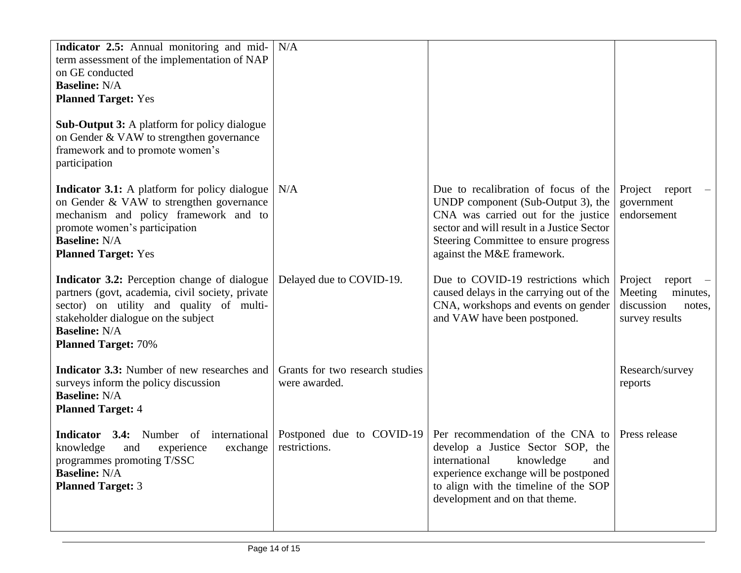| | | | |
|---|---|---|---|
| **Indicator 2.5:** Annual monitoring and mid-term assessment of the implementation of NAP on GE conducted<br>**Baseline:** N/A<br>**Planned Target:** Yes<br><br>**Sub-Output 3:** A platform for policy dialogue on Gender & VAW to strengthen governance framework and to promote women's participation | N/A | | |
| **Indicator 3.1:** A platform for policy dialogue on Gender & VAW to strengthen governance mechanism and policy framework and to promote women's participation<br>**Baseline:** N/A<br>**Planned Target:** Yes | N/A | Due to recalibration of focus of the UNDP component (Sub-Output 3), the CNA was carried out for the justice sector and will result in a Justice Sector Steering Committee to ensure progress against the M&E framework. | Project report – government endorsement |
| **Indicator 3.2:** Perception change of dialogue partners (govt, academia, civil society, private sector) on utility and quality of multi-stakeholder dialogue on the subject<br>**Baseline:** N/A<br>**Planned Target:** 70% | Delayed due to COVID-19. | Due to COVID-19 restrictions which caused delays in the carrying out of the CNA, workshops and events on gender and VAW have been postponed. | Project report – Meeting minutes, discussion notes, survey results |
| **Indicator 3.3:** Number of new researches and surveys inform the policy discussion<br>**Baseline:** N/A<br>**Planned Target:** 4 | Grants for two research studies were awarded. | | Research/survey reports |
| **Indicator 3.4:** Number of international knowledge and experience exchange programmes promoting T/SSC<br>**Baseline:** N/A<br>**Planned Target:** 3 | Postponed due to COVID-19 restrictions. | Per recommendation of the CNA to develop a Justice Sector SOP, the international knowledge and experience exchange will be postponed to align with the timeline of the SOP development and on that theme. | Press release |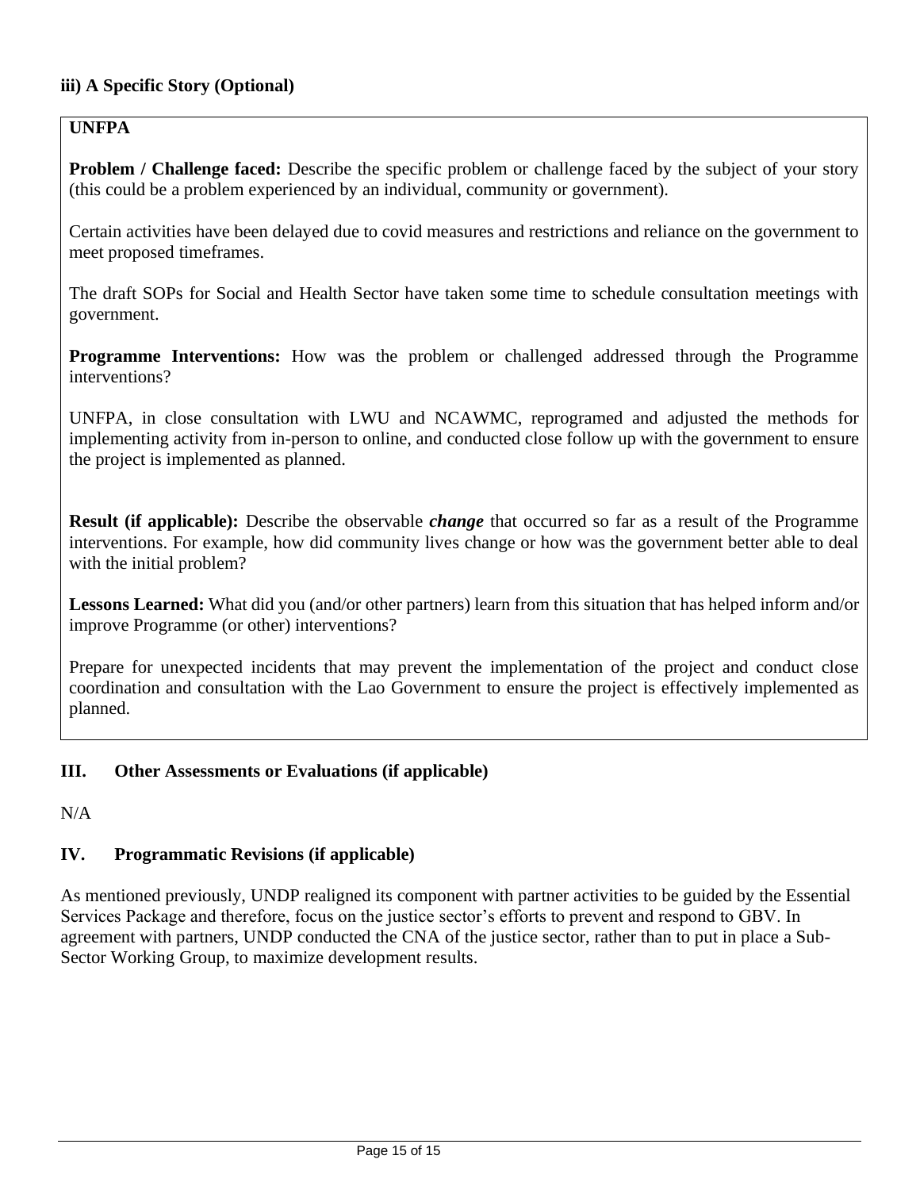**iii) A Specific Story (Optional)**

**UNFPA**

**Problem / Challenge faced:** Describe the specific problem or challenge faced by the subject of your story (this could be a problem experienced by an individual, community or government).

Certain activities have been delayed due to covid measures and restrictions and reliance on the government to meet proposed timeframes.

The draft SOPs for Social and Health Sector have taken some time to schedule consultation meetings with government.

**Programme Interventions:** How was the problem or challenged addressed through the Programme interventions?

UNFPA, in close consultation with LWU and NCAWMC, reprogramed and adjusted the methods for implementing activity from in-person to online, and conducted close follow up with the government to ensure the project is implemented as planned.

**Result (if applicable):** Describe the observable ***change*** that occurred so far as a result of the Programme interventions. For example, how did community lives change or how was the government better able to deal with the initial problem?

**Lessons Learned:** What did you (and/or other partners) learn from this situation that has helped inform and/or improve Programme (or other) interventions?

Prepare for unexpected incidents that may prevent the implementation of the project and conduct close coordination and consultation with the Lao Government to ensure the project is effectively implemented as planned.

## III. Other Assessments or Evaluations (if applicable)

N/A

## IV. Programmatic Revisions (if applicable)

As mentioned previously, UNDP realigned its component with partner activities to be guided by the Essential Services Package and therefore, focus on the justice sector's efforts to prevent and respond to GBV. In agreement with partners, UNDP conducted the CNA of the justice sector, rather than to put in place a Sub-Sector Working Group, to maximize development results.